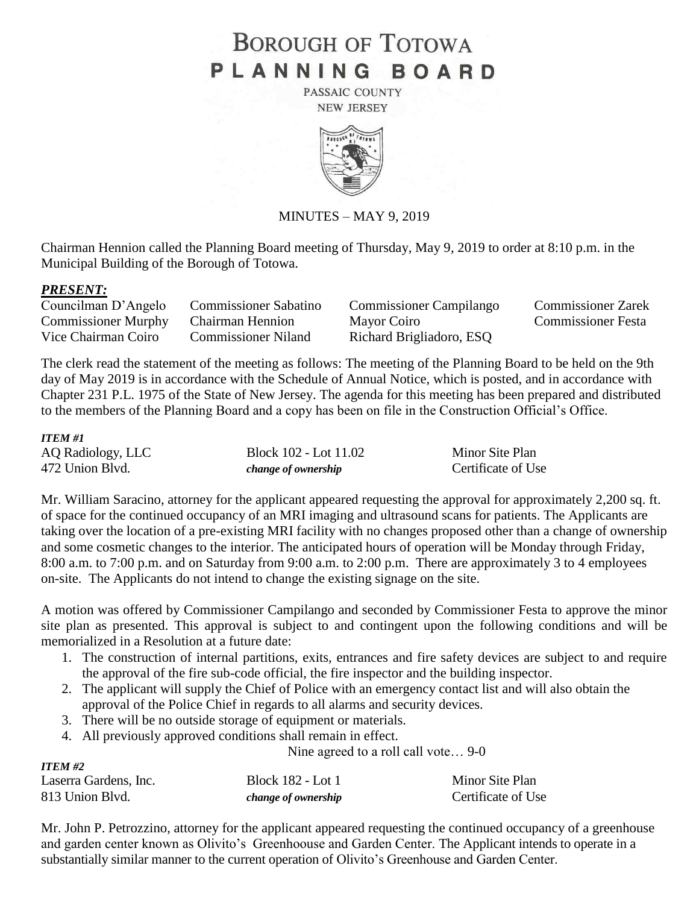# BOROUGH OF TOTOWA
# PLANNING BOARD

PASSAIC COUNTY
NEW JERSEY

MINUTES – MAY 9, 2019

Chairman Hennion called the Planning Board meeting of Thursday, May 9, 2019 to order at 8:10 p.m. in the Municipal Building of the Borough of Totowa.

### *PRESENT:*

| | | | |
|---|---|---|---|
| Councilman D'Angelo | Commissioner Sabatino | Commissioner Campilango | Commissioner Zarek |
| Commissioner Murphy | Chairman Hennion | Mayor Coiro | Commissioner Festa |
| Vice Chairman Coiro | Commissioner Niland | Richard Brigliadoro, ESQ | |

The clerk read the statement of the meeting as follows: The meeting of the Planning Board to be held on the 9th day of May 2019 is in accordance with the Schedule of Annual Notice, which is posted, and in accordance with Chapter 231 P.L. 1975 of the State of New Jersey. The agenda for this meeting has been prepared and distributed to the members of the Planning Board and a copy has been on file in the Construction Official's Office.

***ITEM #1***

| | | |
|---|---|---|
| AQ Radiology, LLC | Block 102 - Lot 11.02 | Minor Site Plan |
| 472 Union Blvd. | *change of ownership* | Certificate of Use |

Mr. William Saracino, attorney for the applicant appeared requesting the approval for approximately 2,200 sq. ft. of space for the continued occupancy of an MRI imaging and ultrasound scans for patients. The Applicants are taking over the location of a pre-existing MRI facility with no changes proposed other than a change of ownership and some cosmetic changes to the interior. The anticipated hours of operation will be Monday through Friday, 8:00 a.m. to 7:00 p.m. and on Saturday from 9:00 a.m. to 2:00 p.m. There are approximately 3 to 4 employees on-site. The Applicants do not intend to change the existing signage on the site.

A motion was offered by Commissioner Campilango and seconded by Commissioner Festa to approve the minor site plan as presented. This approval is subject to and contingent upon the following conditions and will be memorialized in a Resolution at a future date:

1. The construction of internal partitions, exits, entrances and fire safety devices are subject to and require the approval of the fire sub-code official, the fire inspector and the building inspector.
2. The applicant will supply the Chief of Police with an emergency contact list and will also obtain the approval of the Police Chief in regards to all alarms and security devices.
3. There will be no outside storage of equipment or materials.
4. All previously approved conditions shall remain in effect.

Nine agreed to a roll call vote… 9-0

***ITEM #2***

| | | |
|---|---|---|
| Laserra Gardens, Inc. | Block 182 - Lot 1 | Minor Site Plan |
| 813 Union Blvd. | *change of ownership* | Certificate of Use |

Mr. John P. Petrozzino, attorney for the applicant appeared requesting the continued occupancy of a greenhouse and garden center known as Olivito's Greenhoouse and Garden Center. The Applicant intends to operate in a substantially similar manner to the current operation of Olivito's Greenhouse and Garden Center.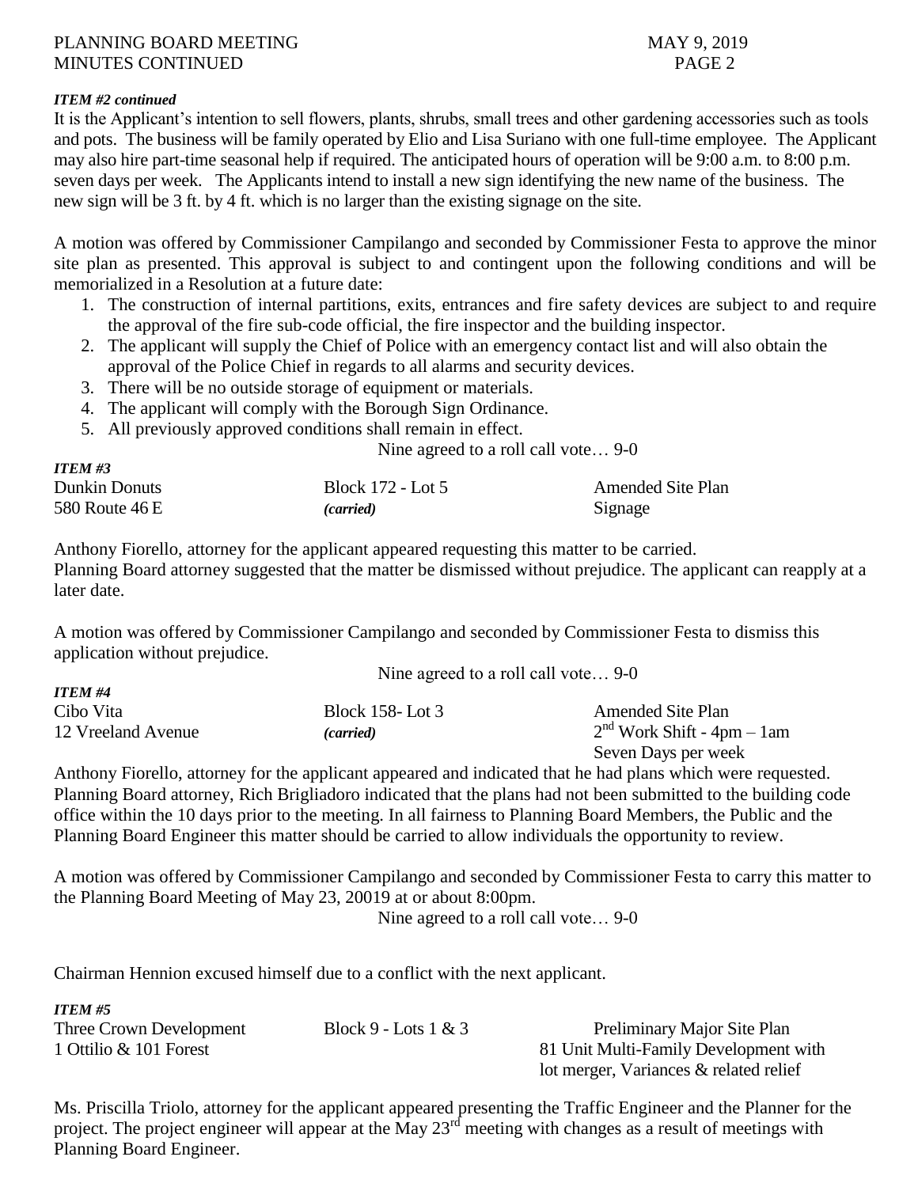***ITEM #2 continued***

It is the Applicant's intention to sell flowers, plants, shrubs, small trees and other gardening accessories such as tools and pots. The business will be family operated by Elio and Lisa Suriano with one full-time employee. The Applicant may also hire part-time seasonal help if required. The anticipated hours of operation will be 9:00 a.m. to 8:00 p.m. seven days per week. The Applicants intend to install a new sign identifying the new name of the business. The new sign will be 3 ft. by 4 ft. which is no larger than the existing signage on the site.

A motion was offered by Commissioner Campilango and seconded by Commissioner Festa to approve the minor site plan as presented. This approval is subject to and contingent upon the following conditions and will be memorialized in a Resolution at a future date:

1. The construction of internal partitions, exits, entrances and fire safety devices are subject to and require the approval of the fire sub-code official, the fire inspector and the building inspector.
2. The applicant will supply the Chief of Police with an emergency contact list and will also obtain the approval of the Police Chief in regards to all alarms and security devices.
3. There will be no outside storage of equipment or materials.
4. The applicant will comply with the Borough Sign Ordinance.
5. All previously approved conditions shall remain in effect.

Nine agreed to a roll call vote… 9-0

***ITEM #3***

| | | |
|---|---|---|
| Dunkin Donuts | Block 172 - Lot 5 | Amended Site Plan |
| 580 Route 46 E | *(carried)* | Signage |

Anthony Fiorello, attorney for the applicant appeared requesting this matter to be carried.
Planning Board attorney suggested that the matter be dismissed without prejudice. The applicant can reapply at a later date.

A motion was offered by Commissioner Campilango and seconded by Commissioner Festa to dismiss this application without prejudice.

Nine agreed to a roll call vote… 9-0

***ITEM #4***

| | | |
|---|---|---|
| Cibo Vita | Block 158- Lot 3 | Amended Site Plan |
| 12 Vreeland Avenue | *(carried)* | 2nd Work Shift - 4pm – 1am |
| | | Seven Days per week |

Anthony Fiorello, attorney for the applicant appeared and indicated that he had plans which were requested. Planning Board attorney, Rich Brigliadoro indicated that the plans had not been submitted to the building code office within the 10 days prior to the meeting. In all fairness to Planning Board Members, the Public and the Planning Board Engineer this matter should be carried to allow individuals the opportunity to review.

A motion was offered by Commissioner Campilango and seconded by Commissioner Festa to carry this matter to the Planning Board Meeting of May 23, 20019 at or about 8:00pm.

Nine agreed to a roll call vote… 9-0

Chairman Hennion excused himself due to a conflict with the next applicant.

***ITEM #5***

| | | |
|---|---|---|
| Three Crown Development | Block 9 - Lots 1 & 3 | Preliminary Major Site Plan |
| 1 Ottilio & 101 Forest | | 81 Unit Multi-Family Development with |
| | | lot merger, Variances & related relief |

Ms. Priscilla Triolo, attorney for the applicant appeared presenting the Traffic Engineer and the Planner for the project. The project engineer will appear at the May 23rd meeting with changes as a result of meetings with Planning Board Engineer.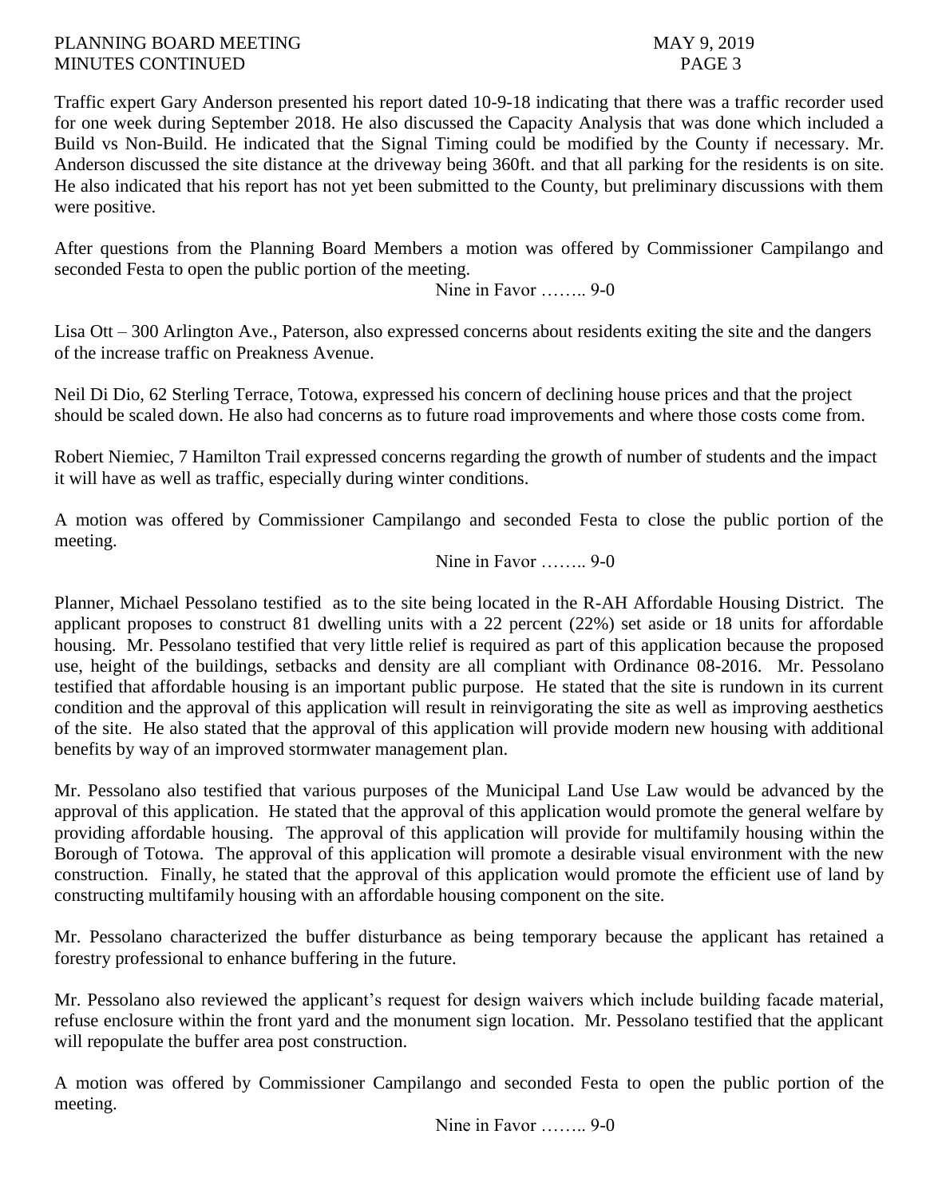Traffic expert Gary Anderson presented his report dated 10-9-18 indicating that there was a traffic recorder used for one week during September 2018. He also discussed the Capacity Analysis that was done which included a Build vs Non-Build. He indicated that the Signal Timing could be modified by the County if necessary. Mr. Anderson discussed the site distance at the driveway being 360ft. and that all parking for the residents is on site. He also indicated that his report has not yet been submitted to the County, but preliminary discussions with them were positive.

After questions from the Planning Board Members a motion was offered by Commissioner Campilango and seconded Festa to open the public portion of the meeting.

Nine in Favor …….. 9-0

Lisa Ott – 300 Arlington Ave., Paterson, also expressed concerns about residents exiting the site and the dangers of the increase traffic on Preakness Avenue.

Neil Di Dio, 62 Sterling Terrace, Totowa, expressed his concern of declining house prices and that the project should be scaled down. He also had concerns as to future road improvements and where those costs come from.

Robert Niemiec, 7 Hamilton Trail expressed concerns regarding the growth of number of students and the impact it will have as well as traffic, especially during winter conditions.

A motion was offered by Commissioner Campilango and seconded Festa to close the public portion of the meeting.

Nine in Favor …….. 9-0

Planner, Michael Pessolano testified as to the site being located in the R-AH Affordable Housing District. The applicant proposes to construct 81 dwelling units with a 22 percent (22%) set aside or 18 units for affordable housing. Mr. Pessolano testified that very little relief is required as part of this application because the proposed use, height of the buildings, setbacks and density are all compliant with Ordinance 08-2016. Mr. Pessolano testified that affordable housing is an important public purpose. He stated that the site is rundown in its current condition and the approval of this application will result in reinvigorating the site as well as improving aesthetics of the site. He also stated that the approval of this application will provide modern new housing with additional benefits by way of an improved stormwater management plan.

Mr. Pessolano also testified that various purposes of the Municipal Land Use Law would be advanced by the approval of this application. He stated that the approval of this application would promote the general welfare by providing affordable housing. The approval of this application will provide for multifamily housing within the Borough of Totowa. The approval of this application will promote a desirable visual environment with the new construction. Finally, he stated that the approval of this application would promote the efficient use of land by constructing multifamily housing with an affordable housing component on the site.

Mr. Pessolano characterized the buffer disturbance as being temporary because the applicant has retained a forestry professional to enhance buffering in the future.

Mr. Pessolano also reviewed the applicant's request for design waivers which include building facade material, refuse enclosure within the front yard and the monument sign location. Mr. Pessolano testified that the applicant will repopulate the buffer area post construction.

A motion was offered by Commissioner Campilango and seconded Festa to open the public portion of the meeting.

Nine in Favor …….. 9-0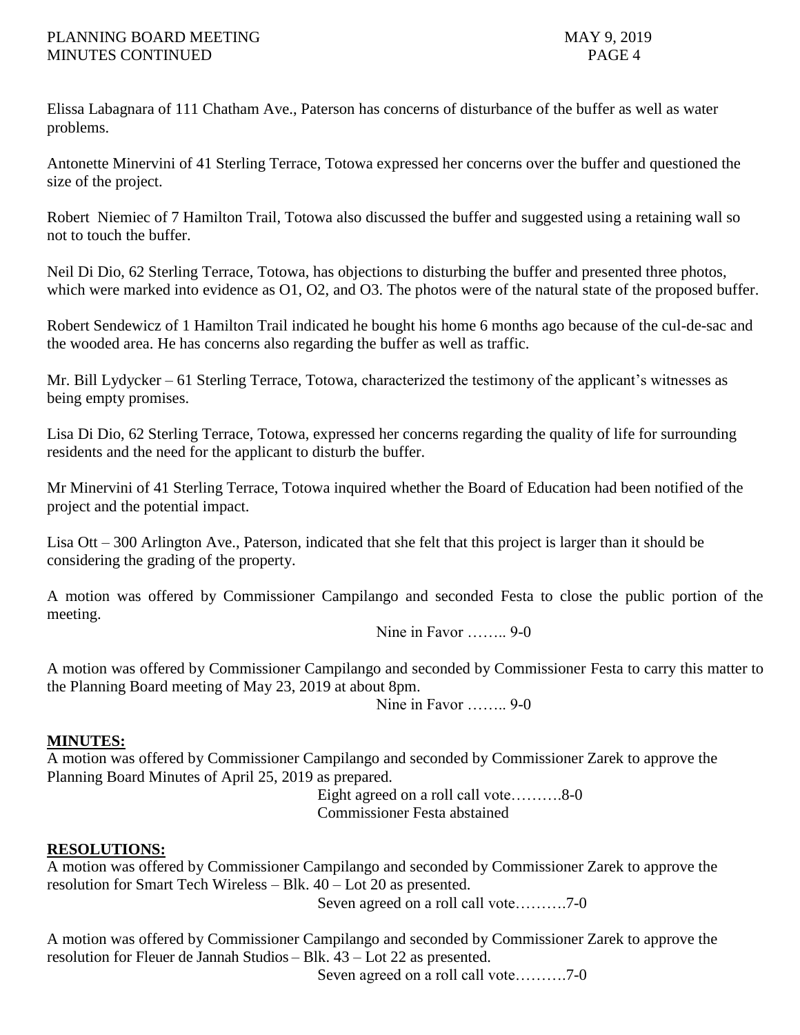Elissa Labagnara of 111 Chatham Ave., Paterson has concerns of disturbance of the buffer as well as water problems.

Antonette Minervini of 41 Sterling Terrace, Totowa expressed her concerns over the buffer and questioned the size of the project.

Robert Niemiec of 7 Hamilton Trail, Totowa also discussed the buffer and suggested using a retaining wall so not to touch the buffer.

Neil Di Dio, 62 Sterling Terrace, Totowa, has objections to disturbing the buffer and presented three photos, which were marked into evidence as O1, O2, and O3. The photos were of the natural state of the proposed buffer.

Robert Sendewicz of 1 Hamilton Trail indicated he bought his home 6 months ago because of the cul-de-sac and the wooded area. He has concerns also regarding the buffer as well as traffic.

Mr. Bill Lydycker – 61 Sterling Terrace, Totowa, characterized the testimony of the applicant's witnesses as being empty promises.

Lisa Di Dio, 62 Sterling Terrace, Totowa, expressed her concerns regarding the quality of life for surrounding residents and the need for the applicant to disturb the buffer.

Mr Minervini of 41 Sterling Terrace, Totowa inquired whether the Board of Education had been notified of the project and the potential impact.

Lisa Ott – 300 Arlington Ave., Paterson, indicated that she felt that this project is larger than it should be considering the grading of the property.

A motion was offered by Commissioner Campilango and seconded Festa to close the public portion of the meeting.

Nine in Favor …….. 9-0

A motion was offered by Commissioner Campilango and seconded by Commissioner Festa to carry this matter to the Planning Board meeting of May 23, 2019 at about 8pm.

Nine in Favor …….. 9-0

**MINUTES:**

A motion was offered by Commissioner Campilango and seconded by Commissioner Zarek to approve the Planning Board Minutes of April 25, 2019 as prepared.

Eight agreed on a roll call vote……….8-0
Commissioner Festa abstained

**RESOLUTIONS:**

A motion was offered by Commissioner Campilango and seconded by Commissioner Zarek to approve the resolution for Smart Tech Wireless – Blk. 40 – Lot 20 as presented.

Seven agreed on a roll call vote……….7-0

A motion was offered by Commissioner Campilango and seconded by Commissioner Zarek to approve the resolution for Fleuer de Jannah Studios – Blk. 43 – Lot 22 as presented.

Seven agreed on a roll call vote……….7-0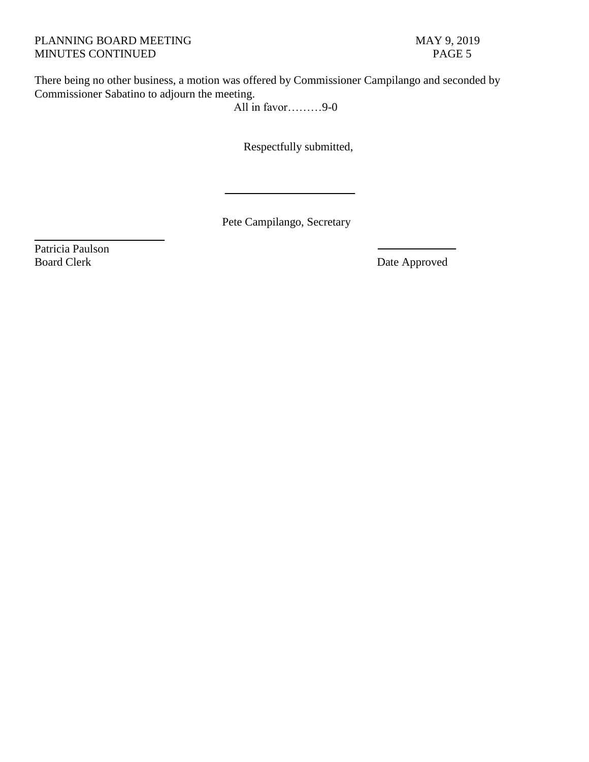There being no other business, a motion was offered by Commissioner Campilango and seconded by Commissioner Sabatino to adjourn the meeting.

All in favor………9-0

Respectfully submitted,

______________________

Pete Campilango, Secretary

______________________

Patricia Paulson
Board Clerk

______________

Date Approved